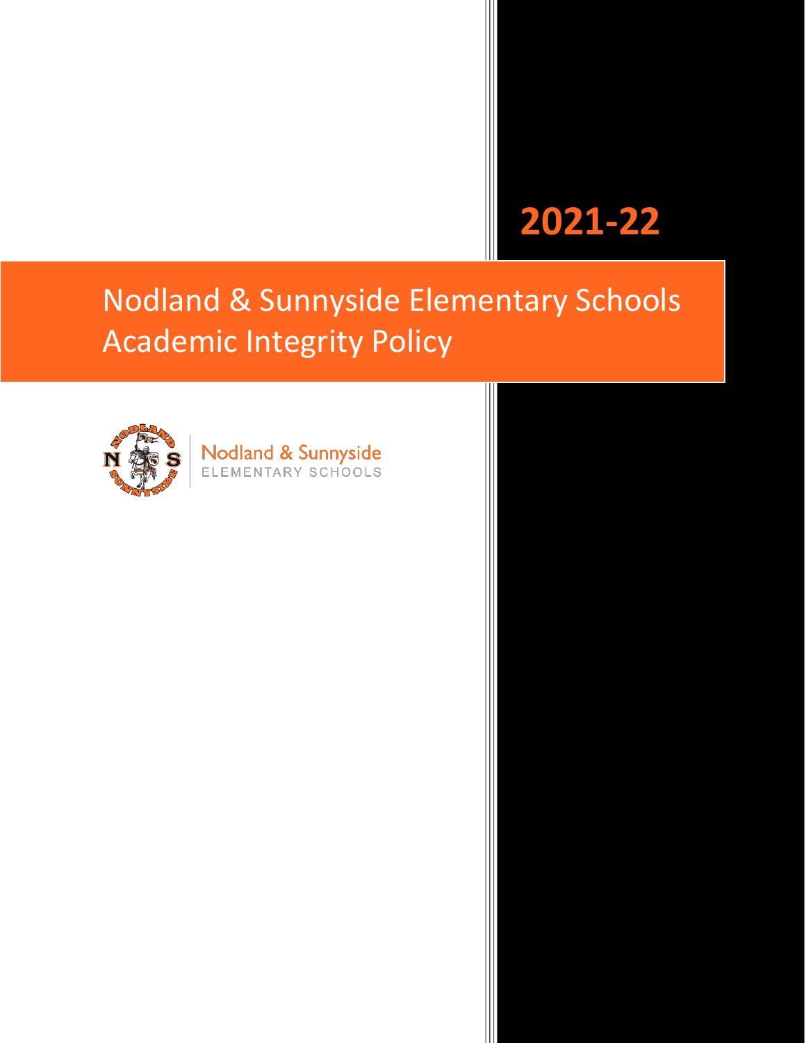# 2021-22

# Nodland & Sunnyside Elementary Schools Academic Integrity Policy

Nodland & Sunnyside
ELEMENTARY SCHOOLS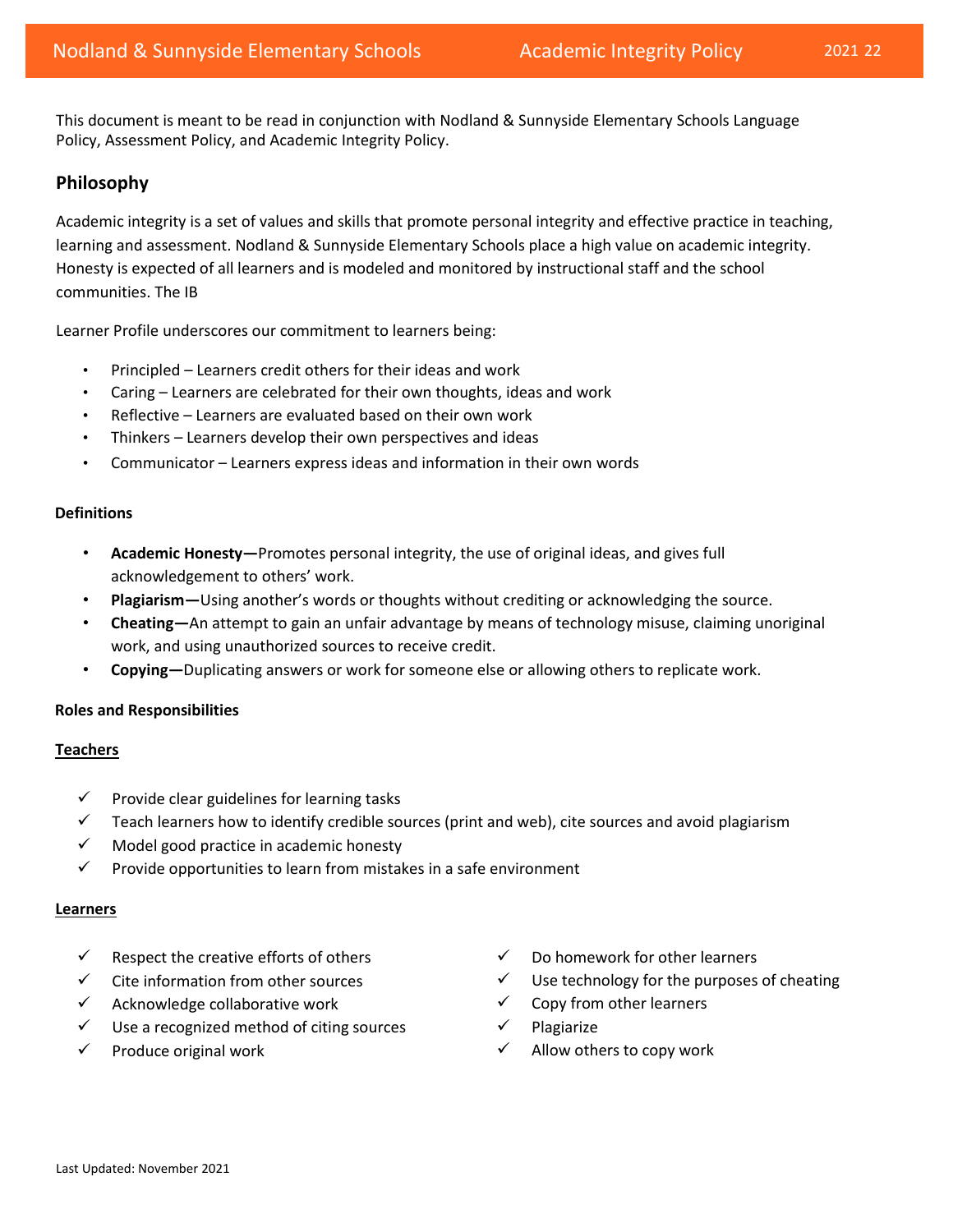This document is meant to be read in conjunction with Nodland & Sunnyside Elementary Schools Language Policy, Assessment Policy, and Academic Integrity Policy.

## Philosophy

Academic integrity is a set of values and skills that promote personal integrity and effective practice in teaching, learning and assessment. Nodland & Sunnyside Elementary Schools place a high value on academic integrity. Honesty is expected of all learners and is modeled and monitored by instructional staff and the school communities. The IB

Learner Profile underscores our commitment to learners being:

- Principled – Learners credit others for their ideas and work
- Caring – Learners are celebrated for their own thoughts, ideas and work
- Reflective – Learners are evaluated based on their own work
- Thinkers – Learners develop their own perspectives and ideas
- Communicator – Learners express ideas and information in their own words

### Definitions

- **Academic Honesty—**Promotes personal integrity, the use of original ideas, and gives full acknowledgement to others' work.
- **Plagiarism—**Using another's words or thoughts without crediting or acknowledging the source.
- **Cheating—**An attempt to gain an unfair advantage by means of technology misuse, claiming unoriginal work, and using unauthorized sources to receive credit.
- **Copying—**Duplicating answers or work for someone else or allowing others to replicate work.

### Roles and Responsibilities

**Teachers**

- ✓ Provide clear guidelines for learning tasks
- ✓ Teach learners how to identify credible sources (print and web), cite sources and avoid plagiarism
- ✓ Model good practice in academic honesty
- ✓ Provide opportunities to learn from mistakes in a safe environment

**Learners**

- ✓ Respect the creative efforts of others
- ✓ Cite information from other sources
- ✓ Acknowledge collaborative work
- ✓ Use a recognized method of citing sources
- ✓ Produce original work

- ✓ Do homework for other learners
- ✓ Use technology for the purposes of cheating
- ✓ Copy from other learners
- ✓ Plagiarize
- ✓ Allow others to copy work

Last Updated: November 2021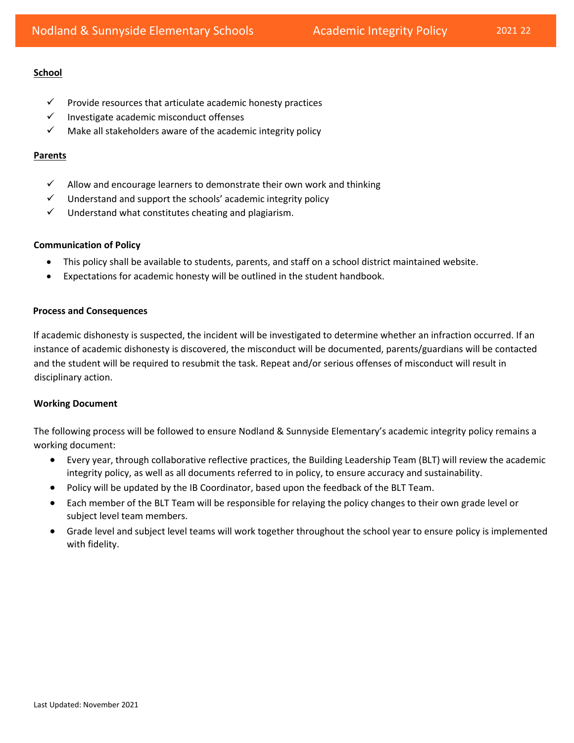**School**

- ✓ Provide resources that articulate academic honesty practices
- ✓ Investigate academic misconduct offenses
- ✓ Make all stakeholders aware of the academic integrity policy

**Parents**

- ✓ Allow and encourage learners to demonstrate their own work and thinking
- ✓ Understand and support the schools' academic integrity policy
- ✓ Understand what constitutes cheating and plagiarism.

**Communication of Policy**

- This policy shall be available to students, parents, and staff on a school district maintained website.
- Expectations for academic honesty will be outlined in the student handbook.

**Process and Consequences**

If academic dishonesty is suspected, the incident will be investigated to determine whether an infraction occurred. If an instance of academic dishonesty is discovered, the misconduct will be documented, parents/guardians will be contacted and the student will be required to resubmit the task. Repeat and/or serious offenses of misconduct will result in disciplinary action.

**Working Document**

The following process will be followed to ensure Nodland & Sunnyside Elementary's academic integrity policy remains a working document:

- Every year, through collaborative reflective practices, the Building Leadership Team (BLT) will review the academic integrity policy, as well as all documents referred to in policy, to ensure accuracy and sustainability.
- Policy will be updated by the IB Coordinator, based upon the feedback of the BLT Team.
- Each member of the BLT Team will be responsible for relaying the policy changes to their own grade level or subject level team members.
- Grade level and subject level teams will work together throughout the school year to ensure policy is implemented with fidelity.

Last Updated: November 2021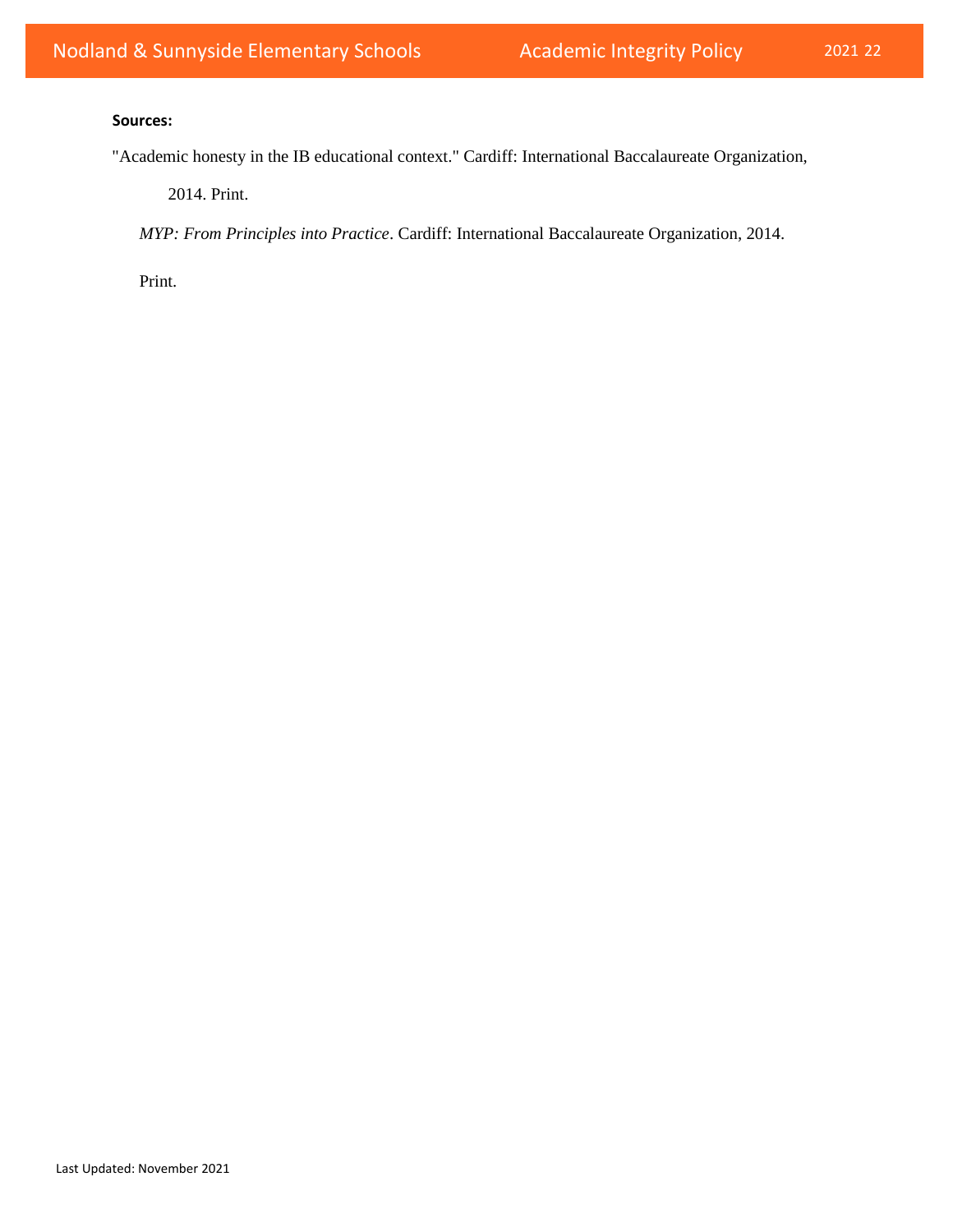**Sources:**

"Academic honesty in the IB educational context." Cardiff: International Baccalaureate Organization, 2014. Print.

*MYP: From Principles into Practice*. Cardiff: International Baccalaureate Organization, 2014. Print.

Last Updated: November 2021